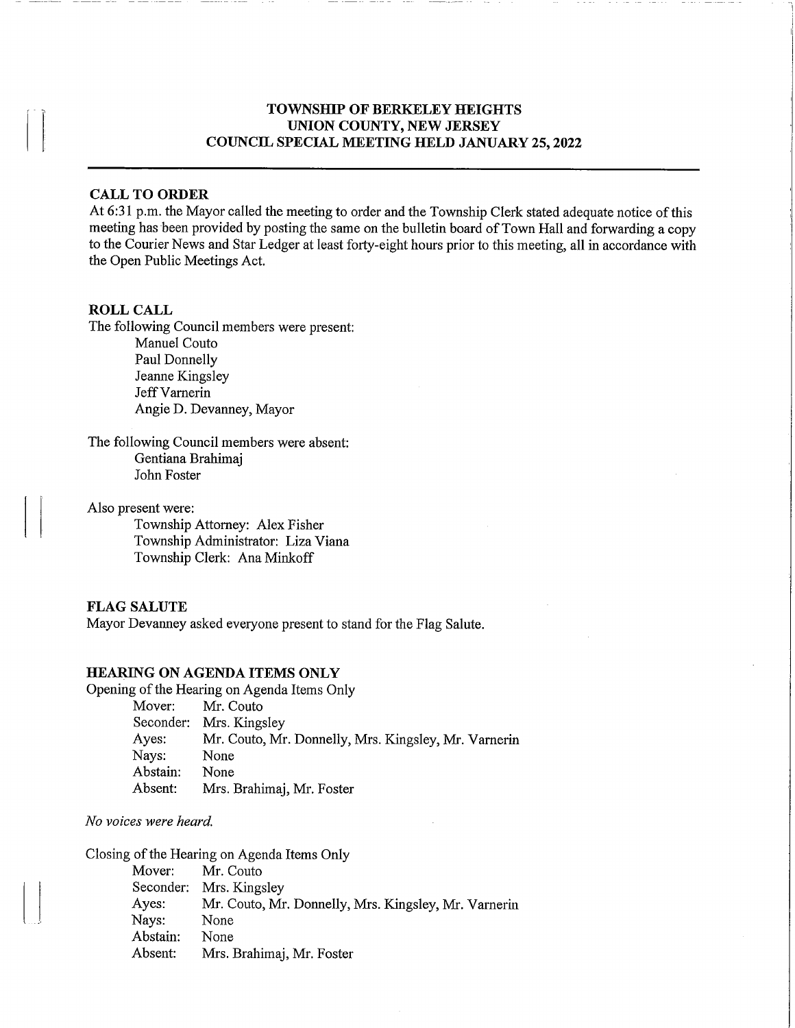# TOWNSHIP OF BERKELEY HEIGHTS
## UNION COUNTY, NEW JERSEY
## COUNCIL SPECIAL MEETING HELD JANUARY 25, 2022

---

**CALL TO ORDER**

At 6:31 p.m. the Mayor called the meeting to order and the Township Clerk stated adequate notice of this meeting has been provided by posting the same on the bulletin board of Town Hall and forwarding a copy to the Courier News and Star Ledger at least forty-eight hours prior to this meeting, all in accordance with the Open Public Meetings Act.

**ROLL CALL**

The following Council members were present:

- Manuel Couto
- Paul Donnelly
- Jeanne Kingsley
- Jeff Varnerin
- Angie D. Devanney, Mayor

The following Council members were absent:

- Gentiana Brahimaj
- John Foster

Also present were:

- Township Attorney: Alex Fisher
- Township Administrator: Liza Viana
- Township Clerk: Ana Minkoff

**FLAG SALUTE**

Mayor Devanney asked everyone present to stand for the Flag Salute.

**HEARING ON AGENDA ITEMS ONLY**

Opening of the Hearing on Agenda Items Only

- Mover: Mr. Couto
- Seconder: Mrs. Kingsley
- Ayes: Mr. Couto, Mr. Donnelly, Mrs. Kingsley, Mr. Varnerin
- Nays: None
- Abstain: None
- Absent: Mrs. Brahimaj, Mr. Foster

*No voices were heard.*

Closing of the Hearing on Agenda Items Only

- Mover: Mr. Couto
- Seconder: Mrs. Kingsley
- Ayes: Mr. Couto, Mr. Donnelly, Mrs. Kingsley, Mr. Varnerin
- Nays: None
- Abstain: None
- Absent: Mrs. Brahimaj, Mr. Foster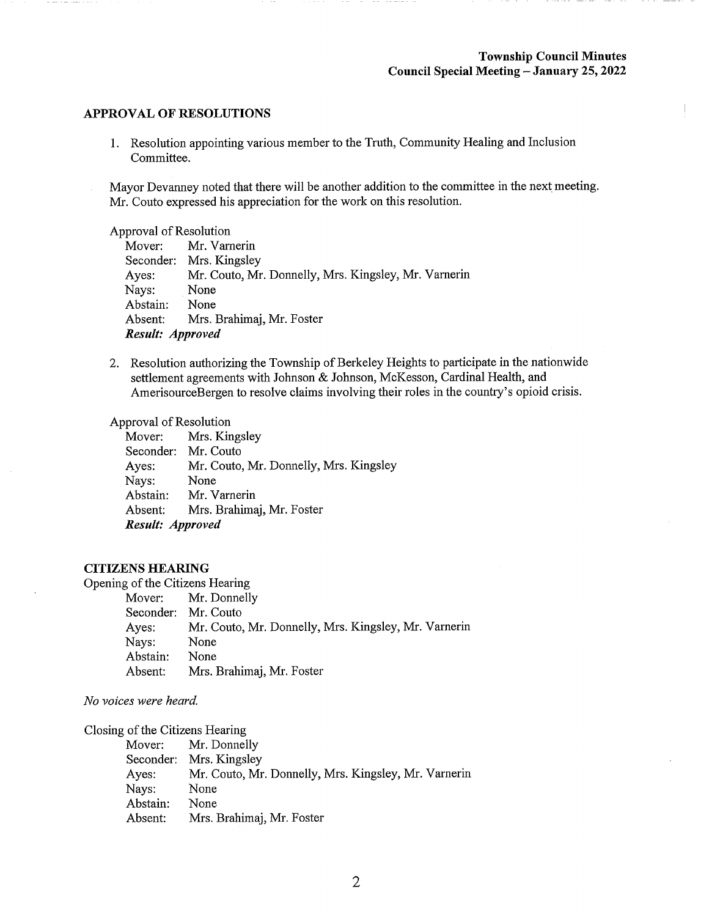## APPROVAL OF RESOLUTIONS

1. Resolution appointing various member to the Truth, Community Healing and Inclusion Committee.

Mayor Devanney noted that there will be another addition to the committee in the next meeting. Mr. Couto expressed his appreciation for the work on this resolution.

Approval of Resolution
Mover: Mr. Varnerin
Seconder: Mrs. Kingsley
Ayes: Mr. Couto, Mr. Donnelly, Mrs. Kingsley, Mr. Varnerin
Nays: None
Abstain: None
Absent: Mrs. Brahimaj, Mr. Foster
***Result: Approved***

2. Resolution authorizing the Township of Berkeley Heights to participate in the nationwide settlement agreements with Johnson & Johnson, McKesson, Cardinal Health, and AmerisourceBergen to resolve claims involving their roles in the country's opioid crisis.

Approval of Resolution
Mover: Mrs. Kingsley
Seconder: Mr. Couto
Ayes: Mr. Couto, Mr. Donnelly, Mrs. Kingsley
Nays: None
Abstain: Mr. Varnerin
Absent: Mrs. Brahimaj, Mr. Foster
***Result: Approved***

## CITIZENS HEARING

Opening of the Citizens Hearing
Mover: Mr. Donnelly
Seconder: Mr. Couto
Ayes: Mr. Couto, Mr. Donnelly, Mrs. Kingsley, Mr. Varnerin
Nays: None
Abstain: None
Absent: Mrs. Brahimaj, Mr. Foster

*No voices were heard.*

Closing of the Citizens Hearing
Mover: Mr. Donnelly
Seconder: Mrs. Kingsley
Ayes: Mr. Couto, Mr. Donnelly, Mrs. Kingsley, Mr. Varnerin
Nays: None
Abstain: None
Absent: Mrs. Brahimaj, Mr. Foster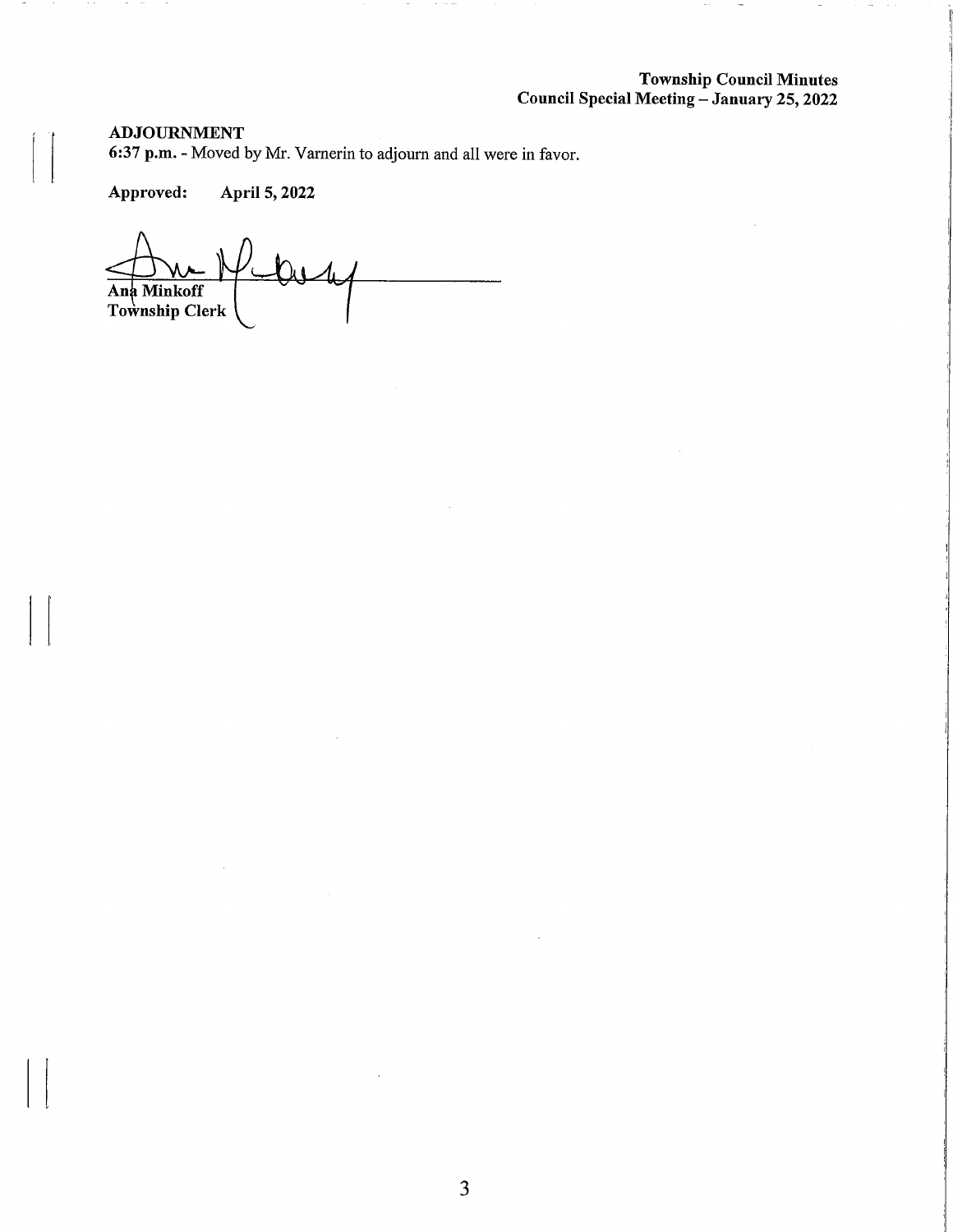## ADJOURNMENT

**6:37 p.m.** - Moved by Mr. Varnerin to adjourn and all were in favor.

**Approved: April 5, 2022**

**Ana Minkoff**
**Township Clerk**